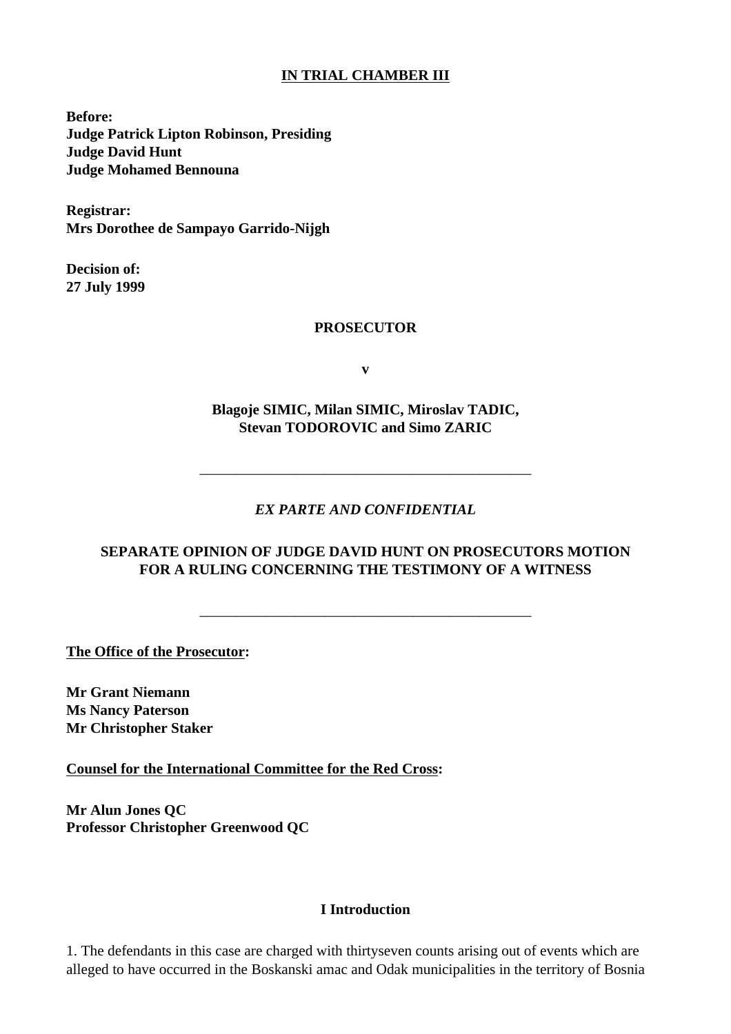**IN TRIAL CHAMBER III**

**Before:**
**Judge Patrick Lipton Robinson, Presiding**
**Judge David Hunt**
**Judge Mohamed Bennouna**

**Registrar:**
**Mrs Dorothee de Sampayo Garrido-Nijgh**

**Decision of:**
**27 July 1999**

**PROSECUTOR**

**v**

**Blagoje SIMIC, Milan SIMIC, Miroslav TADIC,**
**Stevan TODOROVIC and Simo ZARIC**

---

***EX PARTE AND CONFIDENTIAL***

**SEPARATE OPINION OF JUDGE DAVID HUNT ON PROSECUTORS MOTION FOR A RULING CONCERNING THE TESTIMONY OF A WITNESS**

---

**The Office of the Prosecutor:**

**Mr Grant Niemann**
**Ms Nancy Paterson**
**Mr Christopher Staker**

**Counsel for the International Committee for the Red Cross:**

**Mr Alun Jones QC**
**Professor Christopher Greenwood QC**

## I Introduction

1. The defendants in this case are charged with thirtyseven counts arising out of events which are alleged to have occurred in the Boskanski amac and Odak municipalities in the territory of Bosnia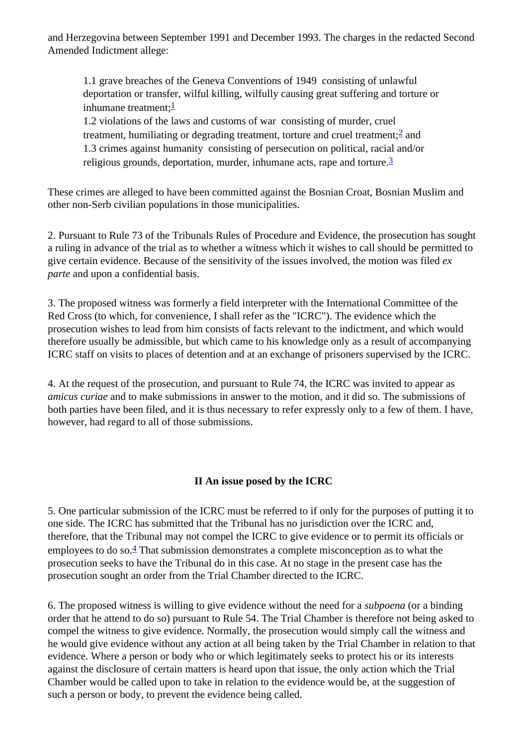and Herzegovina between September 1991 and December 1993. The charges in the redacted Second Amended Indictment allege:

> 1.1 grave breaches of the Geneva Conventions of 1949 consisting of unlawful deportation or transfer, wilful killing, wilfully causing great suffering and torture or inhumane treatment;[1]
> 1.2 violations of the laws and customs of war consisting of murder, cruel treatment, humiliating or degrading treatment, torture and cruel treatment;[2] and
> 1.3 crimes against humanity consisting of persecution on political, racial and/or religious grounds, deportation, murder, inhumane acts, rape and torture.[3]

These crimes are alleged to have been committed against the Bosnian Croat, Bosnian Muslim and other non-Serb civilian populations in those municipalities.

2. Pursuant to Rule 73 of the Tribunals Rules of Procedure and Evidence, the prosecution has sought a ruling in advance of the trial as to whether a witness which it wishes to call should be permitted to give certain evidence. Because of the sensitivity of the issues involved, the motion was filed *ex parte* and upon a confidential basis.

3. The proposed witness was formerly a field interpreter with the International Committee of the Red Cross (to which, for convenience, I shall refer as the "ICRC"). The evidence which the prosecution wishes to lead from him consists of facts relevant to the indictment, and which would therefore usually be admissible, but which came to his knowledge only as a result of accompanying ICRC staff on visits to places of detention and at an exchange of prisoners supervised by the ICRC.

4. At the request of the prosecution, and pursuant to Rule 74, the ICRC was invited to appear as *amicus curiae* and to make submissions in answer to the motion, and it did so. The submissions of both parties have been filed, and it is thus necessary to refer expressly only to a few of them. I have, however, had regard to all of those submissions.

## II An issue posed by the ICRC

5. One particular submission of the ICRC must be referred to if only for the purposes of putting it to one side. The ICRC has submitted that the Tribunal has no jurisdiction over the ICRC and, therefore, that the Tribunal may not compel the ICRC to give evidence or to permit its officials or employees to do so.[4] That submission demonstrates a complete misconception as to what the prosecution seeks to have the Tribunal do in this case. At no stage in the present case has the prosecution sought an order from the Trial Chamber directed to the ICRC.

6. The proposed witness is willing to give evidence without the need for a *subpoena* (or a binding order that he attend to do so) pursuant to Rule 54. The Trial Chamber is therefore not being asked to compel the witness to give evidence. Normally, the prosecution would simply call the witness and he would give evidence without any action at all being taken by the Trial Chamber in relation to that evidence. Where a person or body who or which legitimately seeks to protect his or its interests against the disclosure of certain matters is heard upon that issue, the only action which the Trial Chamber would be called upon to take in relation to the evidence would be, at the suggestion of such a person or body, to prevent the evidence being called.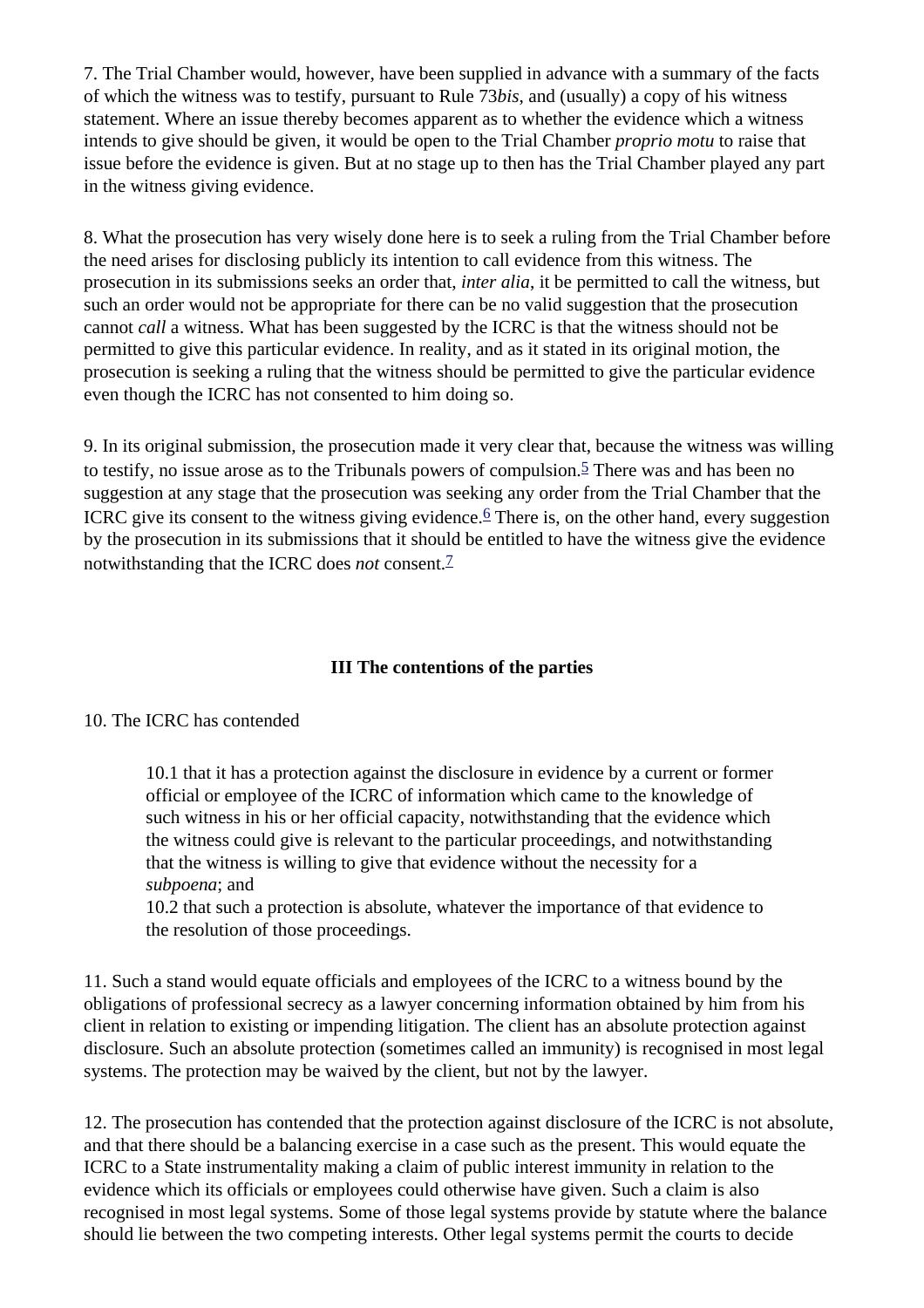7. The Trial Chamber would, however, have been supplied in advance with a summary of the facts of which the witness was to testify, pursuant to Rule 73*bis*, and (usually) a copy of his witness statement. Where an issue thereby becomes apparent as to whether the evidence which a witness intends to give should be given, it would be open to the Trial Chamber *proprio motu* to raise that issue before the evidence is given. But at no stage up to then has the Trial Chamber played any part in the witness giving evidence.

8. What the prosecution has very wisely done here is to seek a ruling from the Trial Chamber before the need arises for disclosing publicly its intention to call evidence from this witness. The prosecution in its submissions seeks an order that, *inter alia*, it be permitted to call the witness, but such an order would not be appropriate for there can be no valid suggestion that the prosecution cannot *call* a witness. What has been suggested by the ICRC is that the witness should not be permitted to give this particular evidence. In reality, and as it stated in its original motion, the prosecution is seeking a ruling that the witness should be permitted to give the particular evidence even though the ICRC has not consented to him doing so.

9. In its original submission, the prosecution made it very clear that, because the witness was willing to testify, no issue arose as to the Tribunals powers of compulsion.[5] There was and has been no suggestion at any stage that the prosecution was seeking any order from the Trial Chamber that the ICRC give its consent to the witness giving evidence.[6] There is, on the other hand, every suggestion by the prosecution in its submissions that it should be entitled to have the witness give the evidence notwithstanding that the ICRC does *not* consent.[7]

**III The contentions of the parties**

10. The ICRC has contended

> 10.1 that it has a protection against the disclosure in evidence by a current or former official or employee of the ICRC of information which came to the knowledge of such witness in his or her official capacity, notwithstanding that the evidence which the witness could give is relevant to the particular proceedings, and notwithstanding that the witness is willing to give that evidence without the necessity for a *subpoena*; and
> 10.2 that such a protection is absolute, whatever the importance of that evidence to the resolution of those proceedings.

11. Such a stand would equate officials and employees of the ICRC to a witness bound by the obligations of professional secrecy as a lawyer concerning information obtained by him from his client in relation to existing or impending litigation. The client has an absolute protection against disclosure. Such an absolute protection (sometimes called an immunity) is recognised in most legal systems. The protection may be waived by the client, but not by the lawyer.

12. The prosecution has contended that the protection against disclosure of the ICRC is not absolute, and that there should be a balancing exercise in a case such as the present. This would equate the ICRC to a State instrumentality making a claim of public interest immunity in relation to the evidence which its officials or employees could otherwise have given. Such a claim is also recognised in most legal systems. Some of those legal systems provide by statute where the balance should lie between the two competing interests. Other legal systems permit the courts to decide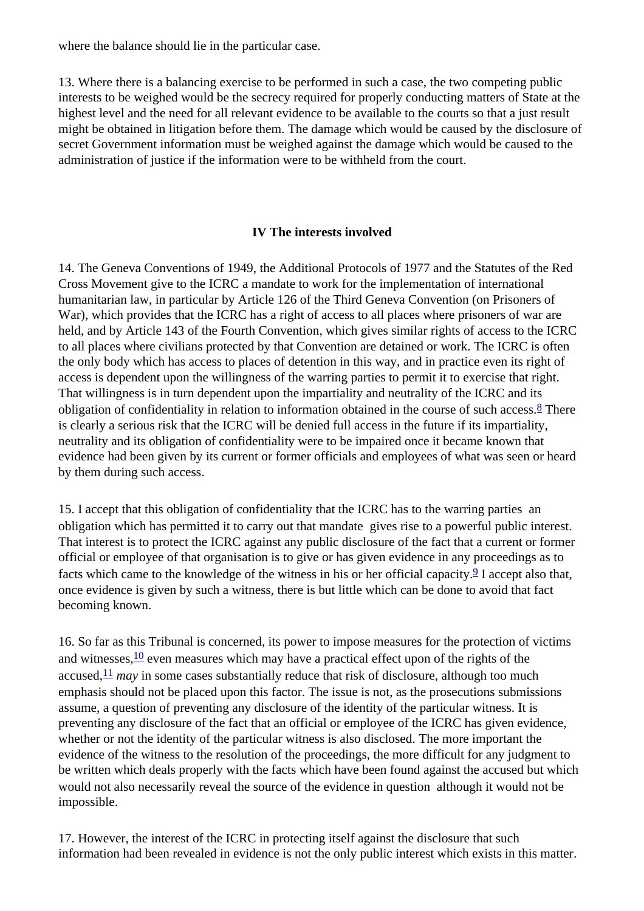where the balance should lie in the particular case.

13. Where there is a balancing exercise to be performed in such a case, the two competing public interests to be weighed would be the secrecy required for properly conducting matters of State at the highest level and the need for all relevant evidence to be available to the courts so that a just result might be obtained in litigation before them. The damage which would be caused by the disclosure of secret Government information must be weighed against the damage which would be caused to the administration of justice if the information were to be withheld from the court.

**IV The interests involved**

14. The Geneva Conventions of 1949, the Additional Protocols of 1977 and the Statutes of the Red Cross Movement give to the ICRC a mandate to work for the implementation of international humanitarian law, in particular by Article 126 of the Third Geneva Convention (on Prisoners of War), which provides that the ICRC has a right of access to all places where prisoners of war are held, and by Article 143 of the Fourth Convention, which gives similar rights of access to the ICRC to all places where civilians protected by that Convention are detained or work. The ICRC is often the only body which has access to places of detention in this way, and in practice even its right of access is dependent upon the willingness of the warring parties to permit it to exercise that right. That willingness is in turn dependent upon the impartiality and neutrality of the ICRC and its obligation of confidentiality in relation to information obtained in the course of such access.[8] There is clearly a serious risk that the ICRC will be denied full access in the future if its impartiality, neutrality and its obligation of confidentiality were to be impaired once it became known that evidence had been given by its current or former officials and employees of what was seen or heard by them during such access.

15. I accept that this obligation of confidentiality that the ICRC has to the warring parties  an obligation which has permitted it to carry out that mandate  gives rise to a powerful public interest. That interest is to protect the ICRC against any public disclosure of the fact that a current or former official or employee of that organisation is to give or has given evidence in any proceedings as to facts which came to the knowledge of the witness in his or her official capacity.[9] I accept also that, once evidence is given by such a witness, there is but little which can be done to avoid that fact becoming known.

16. So far as this Tribunal is concerned, its power to impose measures for the protection of victims and witnesses,[10] even measures which may have a practical effect upon of the rights of the accused,[11] *may* in some cases substantially reduce that risk of disclosure, although too much emphasis should not be placed upon this factor. The issue is not, as the prosecutions submissions assume, a question of preventing any disclosure of the identity of the particular witness. It is preventing any disclosure of the fact that an official or employee of the ICRC has given evidence, whether or not the identity of the particular witness is also disclosed. The more important the evidence of the witness to the resolution of the proceedings, the more difficult for any judgment to be written which deals properly with the facts which have been found against the accused but which would not also necessarily reveal the source of the evidence in question  although it would not be impossible.

17. However, the interest of the ICRC in protecting itself against the disclosure that such information had been revealed in evidence is not the only public interest which exists in this matter.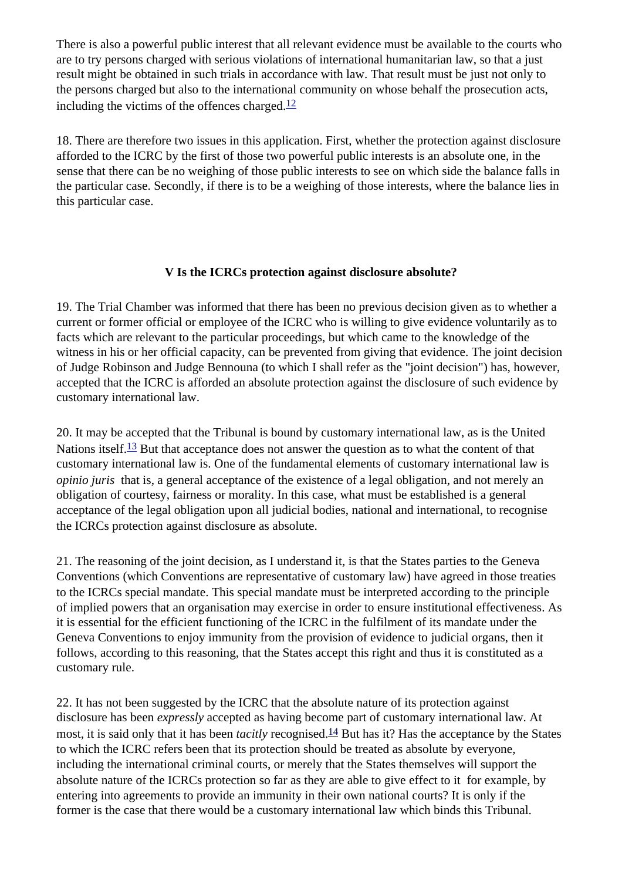There is also a powerful public interest that all relevant evidence must be available to the courts who are to try persons charged with serious violations of international humanitarian law, so that a just result might be obtained in such trials in accordance with law. That result must be just not only to the persons charged but also to the international community on whose behalf the prosecution acts, including the victims of the offences charged.[12]

18. There are therefore two issues in this application. First, whether the protection against disclosure afforded to the ICRC by the first of those two powerful public interests is an absolute one, in the sense that there can be no weighing of those public interests to see on which side the balance falls in the particular case. Secondly, if there is to be a weighing of those interests, where the balance lies in this particular case.

### V Is the ICRCs protection against disclosure absolute?

19. The Trial Chamber was informed that there has been no previous decision given as to whether a current or former official or employee of the ICRC who is willing to give evidence voluntarily as to facts which are relevant to the particular proceedings, but which came to the knowledge of the witness in his or her official capacity, can be prevented from giving that evidence. The joint decision of Judge Robinson and Judge Bennouna (to which I shall refer as the "joint decision") has, however, accepted that the ICRC is afforded an absolute protection against the disclosure of such evidence by customary international law.

20. It may be accepted that the Tribunal is bound by customary international law, as is the United Nations itself.[13] But that acceptance does not answer the question as to what the content of that customary international law is. One of the fundamental elements of customary international law is *opinio juris* that is, a general acceptance of the existence of a legal obligation, and not merely an obligation of courtesy, fairness or morality. In this case, what must be established is a general acceptance of the legal obligation upon all judicial bodies, national and international, to recognise the ICRCs protection against disclosure as absolute.

21. The reasoning of the joint decision, as I understand it, is that the States parties to the Geneva Conventions (which Conventions are representative of customary law) have agreed in those treaties to the ICRCs special mandate. This special mandate must be interpreted according to the principle of implied powers that an organisation may exercise in order to ensure institutional effectiveness. As it is essential for the efficient functioning of the ICRC in the fulfilment of its mandate under the Geneva Conventions to enjoy immunity from the provision of evidence to judicial organs, then it follows, according to this reasoning, that the States accept this right and thus it is constituted as a customary rule.

22. It has not been suggested by the ICRC that the absolute nature of its protection against disclosure has been *expressly* accepted as having become part of customary international law. At most, it is said only that it has been *tacitly* recognised.[14] But has it? Has the acceptance by the States to which the ICRC refers been that its protection should be treated as absolute by everyone, including the international criminal courts, or merely that the States themselves will support the absolute nature of the ICRCs protection so far as they are able to give effect to it for example, by entering into agreements to provide an immunity in their own national courts? It is only if the former is the case that there would be a customary international law which binds this Tribunal.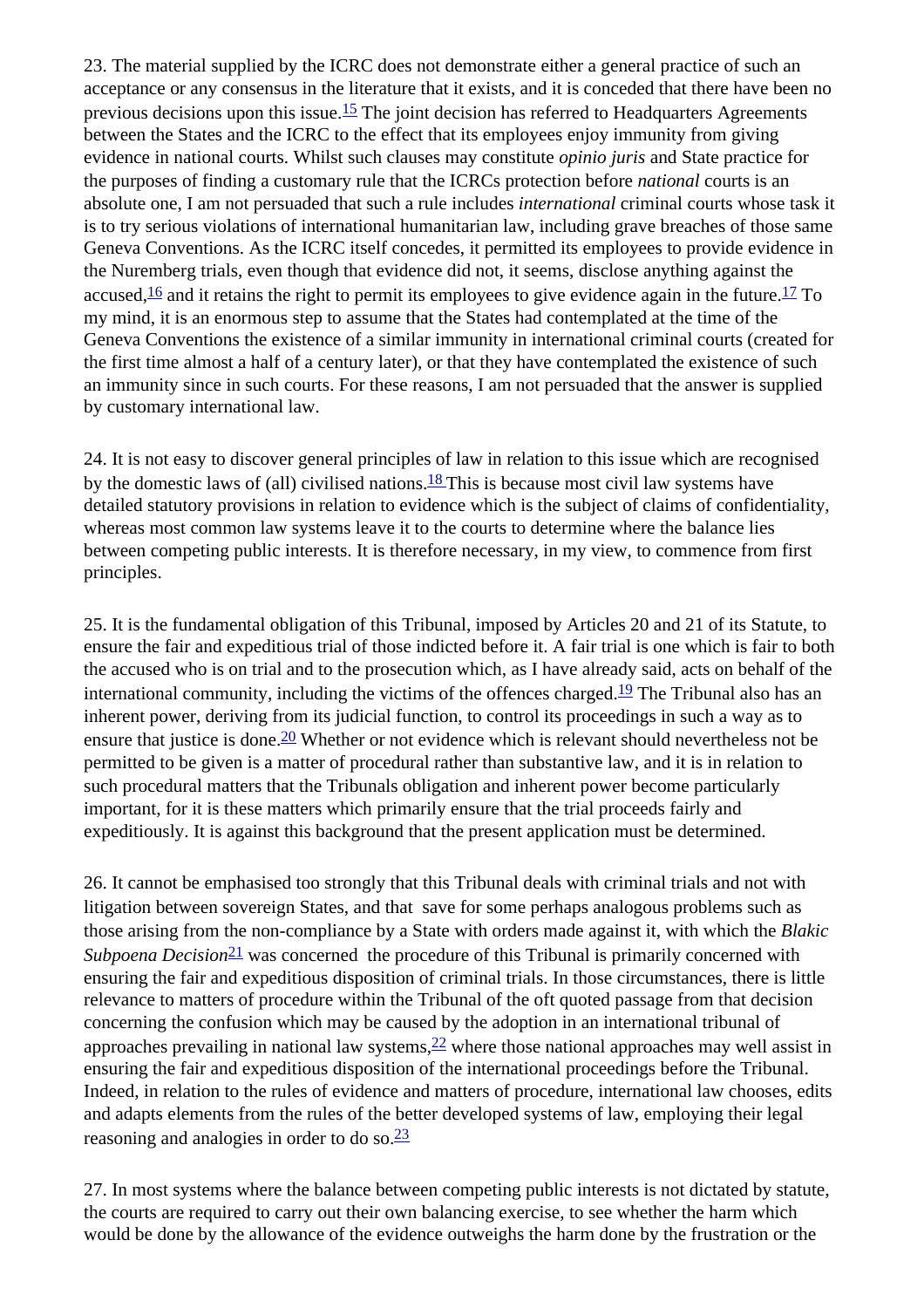23. The material supplied by the ICRC does not demonstrate either a general practice of such an acceptance or any consensus in the literature that it exists, and it is conceded that there have been no previous decisions upon this issue.[15] The joint decision has referred to Headquarters Agreements between the States and the ICRC to the effect that its employees enjoy immunity from giving evidence in national courts. Whilst such clauses may constitute *opinio juris* and State practice for the purposes of finding a customary rule that the ICRCs protection before *national* courts is an absolute one, I am not persuaded that such a rule includes *international* criminal courts whose task it is to try serious violations of international humanitarian law, including grave breaches of those same Geneva Conventions. As the ICRC itself concedes, it permitted its employees to provide evidence in the Nuremberg trials, even though that evidence did not, it seems, disclose anything against the accused,[16] and it retains the right to permit its employees to give evidence again in the future.[17] To my mind, it is an enormous step to assume that the States had contemplated at the time of the Geneva Conventions the existence of a similar immunity in international criminal courts (created for the first time almost a half of a century later), or that they have contemplated the existence of such an immunity since in such courts. For these reasons, I am not persuaded that the answer is supplied by customary international law.

24. It is not easy to discover general principles of law in relation to this issue which are recognised by the domestic laws of (all) civilised nations.[18] This is because most civil law systems have detailed statutory provisions in relation to evidence which is the subject of claims of confidentiality, whereas most common law systems leave it to the courts to determine where the balance lies between competing public interests. It is therefore necessary, in my view, to commence from first principles.

25. It is the fundamental obligation of this Tribunal, imposed by Articles 20 and 21 of its Statute, to ensure the fair and expeditious trial of those indicted before it. A fair trial is one which is fair to both the accused who is on trial and to the prosecution which, as I have already said, acts on behalf of the international community, including the victims of the offences charged.[19] The Tribunal also has an inherent power, deriving from its judicial function, to control its proceedings in such a way as to ensure that justice is done.[20] Whether or not evidence which is relevant should nevertheless not be permitted to be given is a matter of procedural rather than substantive law, and it is in relation to such procedural matters that the Tribunals obligation and inherent power become particularly important, for it is these matters which primarily ensure that the trial proceeds fairly and expeditiously. It is against this background that the present application must be determined.

26. It cannot be emphasised too strongly that this Tribunal deals with criminal trials and not with litigation between sovereign States, and that  save for some perhaps analogous problems such as those arising from the non-compliance by a State with orders made against it, with which the *Blakic Subpoena Decision*[21] was concerned  the procedure of this Tribunal is primarily concerned with ensuring the fair and expeditious disposition of criminal trials. In those circumstances, there is little relevance to matters of procedure within the Tribunal of the oft quoted passage from that decision concerning the confusion which may be caused by the adoption in an international tribunal of approaches prevailing in national law systems,[22] where those national approaches may well assist in ensuring the fair and expeditious disposition of the international proceedings before the Tribunal. Indeed, in relation to the rules of evidence and matters of procedure, international law chooses, edits and adapts elements from the rules of the better developed systems of law, employing their legal reasoning and analogies in order to do so.[23]

27. In most systems where the balance between competing public interests is not dictated by statute, the courts are required to carry out their own balancing exercise, to see whether the harm which would be done by the allowance of the evidence outweighs the harm done by the frustration or the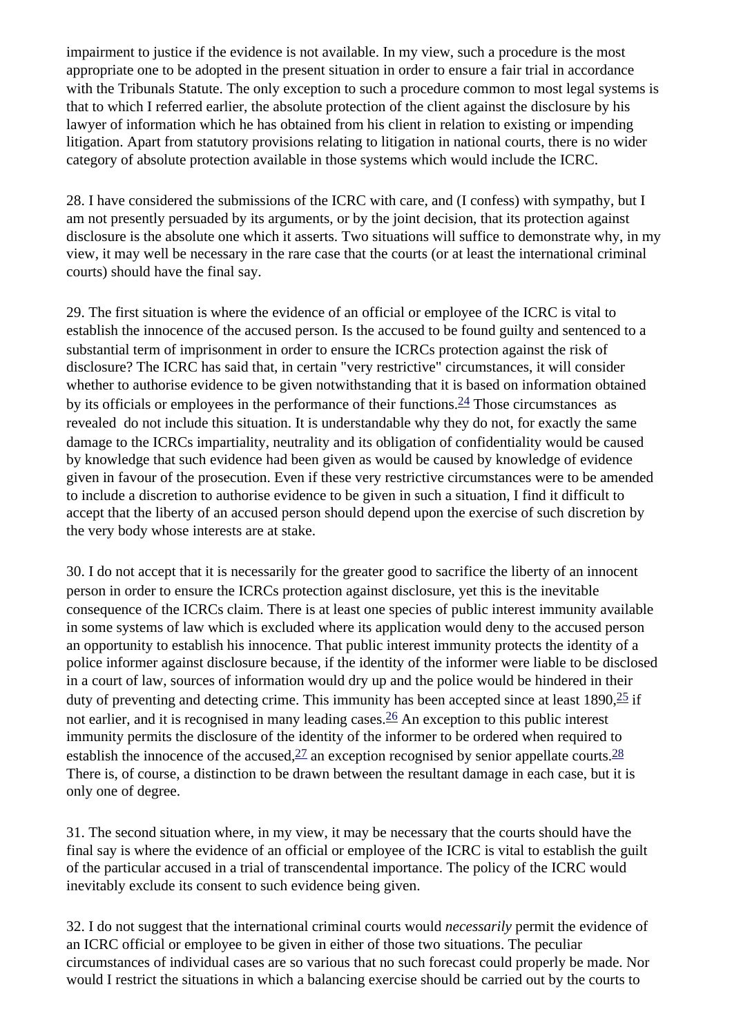impairment to justice if the evidence is not available. In my view, such a procedure is the most appropriate one to be adopted in the present situation in order to ensure a fair trial in accordance with the Tribunals Statute. The only exception to such a procedure common to most legal systems is that to which I referred earlier, the absolute protection of the client against the disclosure by his lawyer of information which he has obtained from his client in relation to existing or impending litigation. Apart from statutory provisions relating to litigation in national courts, there is no wider category of absolute protection available in those systems which would include the ICRC.

28. I have considered the submissions of the ICRC with care, and (I confess) with sympathy, but I am not presently persuaded by its arguments, or by the joint decision, that its protection against disclosure is the absolute one which it asserts. Two situations will suffice to demonstrate why, in my view, it may well be necessary in the rare case that the courts (or at least the international criminal courts) should have the final say.

29. The first situation is where the evidence of an official or employee of the ICRC is vital to establish the innocence of the accused person. Is the accused to be found guilty and sentenced to a substantial term of imprisonment in order to ensure the ICRCs protection against the risk of disclosure? The ICRC has said that, in certain "very restrictive" circumstances, it will consider whether to authorise evidence to be given notwithstanding that it is based on information obtained by its officials or employees in the performance of their functions.[24] Those circumstances as revealed do not include this situation. It is understandable why they do not, for exactly the same damage to the ICRCs impartiality, neutrality and its obligation of confidentiality would be caused by knowledge that such evidence had been given as would be caused by knowledge of evidence given in favour of the prosecution. Even if these very restrictive circumstances were to be amended to include a discretion to authorise evidence to be given in such a situation, I find it difficult to accept that the liberty of an accused person should depend upon the exercise of such discretion by the very body whose interests are at stake.

30. I do not accept that it is necessarily for the greater good to sacrifice the liberty of an innocent person in order to ensure the ICRCs protection against disclosure, yet this is the inevitable consequence of the ICRCs claim. There is at least one species of public interest immunity available in some systems of law which is excluded where its application would deny to the accused person an opportunity to establish his innocence. That public interest immunity protects the identity of a police informer against disclosure because, if the identity of the informer were liable to be disclosed in a court of law, sources of information would dry up and the police would be hindered in their duty of preventing and detecting crime. This immunity has been accepted since at least 1890,[25] if not earlier, and it is recognised in many leading cases.[26] An exception to this public interest immunity permits the disclosure of the identity of the informer to be ordered when required to establish the innocence of the accused,[27] an exception recognised by senior appellate courts.[28] There is, of course, a distinction to be drawn between the resultant damage in each case, but it is only one of degree.

31. The second situation where, in my view, it may be necessary that the courts should have the final say is where the evidence of an official or employee of the ICRC is vital to establish the guilt of the particular accused in a trial of transcendental importance. The policy of the ICRC would inevitably exclude its consent to such evidence being given.

32. I do not suggest that the international criminal courts would *necessarily* permit the evidence of an ICRC official or employee to be given in either of those two situations. The peculiar circumstances of individual cases are so various that no such forecast could properly be made. Nor would I restrict the situations in which a balancing exercise should be carried out by the courts to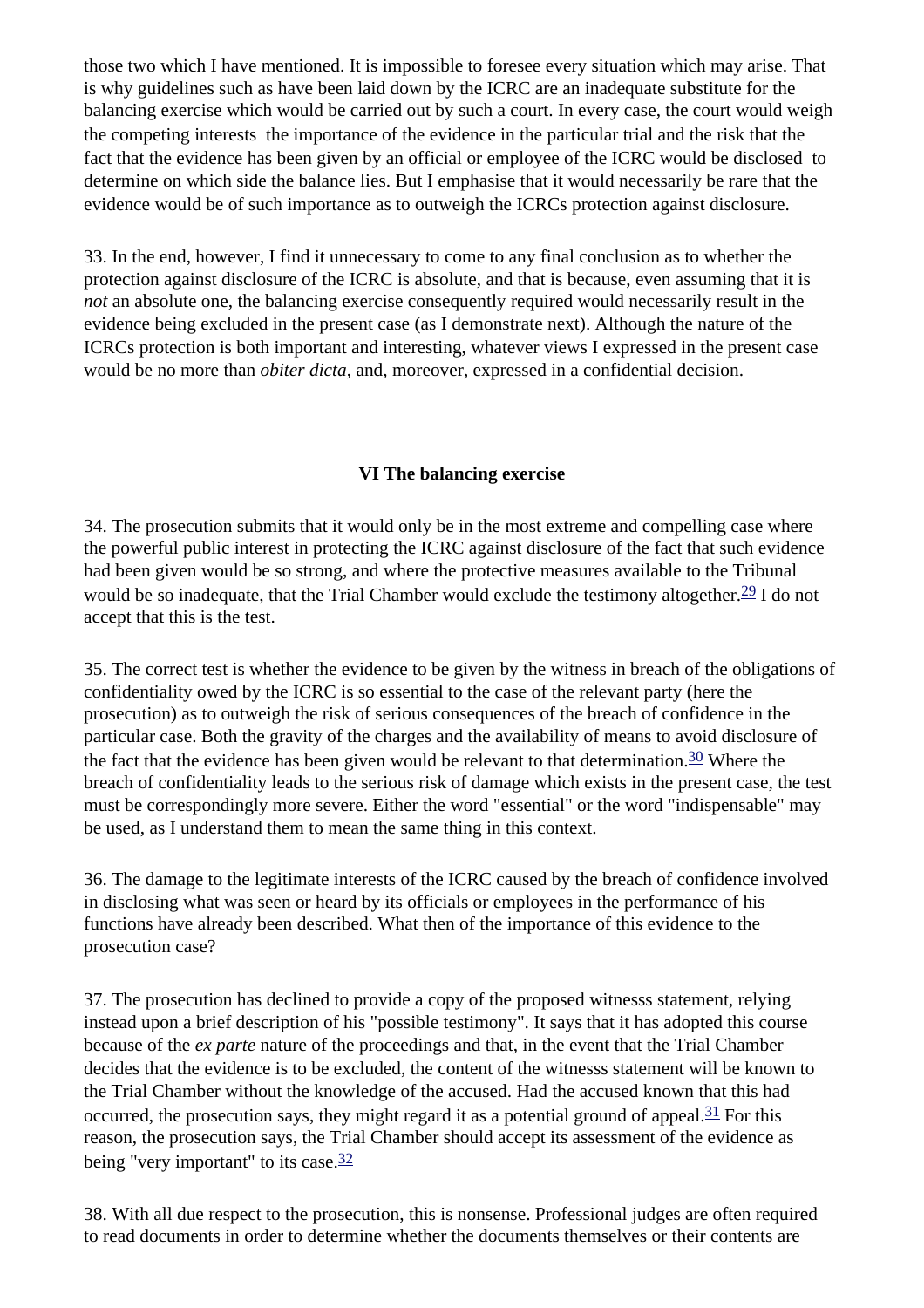those two which I have mentioned. It is impossible to foresee every situation which may arise. That is why guidelines such as have been laid down by the ICRC are an inadequate substitute for the balancing exercise which would be carried out by such a court. In every case, the court would weigh the competing interests  the importance of the evidence in the particular trial and the risk that the fact that the evidence has been given by an official or employee of the ICRC would be disclosed  to determine on which side the balance lies. But I emphasise that it would necessarily be rare that the evidence would be of such importance as to outweigh the ICRCs protection against disclosure.

33. In the end, however, I find it unnecessary to come to any final conclusion as to whether the protection against disclosure of the ICRC is absolute, and that is because, even assuming that it is *not* an absolute one, the balancing exercise consequently required would necessarily result in the evidence being excluded in the present case (as I demonstrate next). Although the nature of the ICRCs protection is both important and interesting, whatever views I expressed in the present case would be no more than *obiter dicta*, and, moreover, expressed in a confidential decision.

## VI The balancing exercise

34. The prosecution submits that it would only be in the most extreme and compelling case where the powerful public interest in protecting the ICRC against disclosure of the fact that such evidence had been given would be so strong, and where the protective measures available to the Tribunal would be so inadequate, that the Trial Chamber would exclude the testimony altogether.[29] I do not accept that this is the test.

35. The correct test is whether the evidence to be given by the witness in breach of the obligations of confidentiality owed by the ICRC is so essential to the case of the relevant party (here the prosecution) as to outweigh the risk of serious consequences of the breach of confidence in the particular case. Both the gravity of the charges and the availability of means to avoid disclosure of the fact that the evidence has been given would be relevant to that determination.[30] Where the breach of confidentiality leads to the serious risk of damage which exists in the present case, the test must be correspondingly more severe. Either the word "essential" or the word "indispensable" may be used, as I understand them to mean the same thing in this context.

36. The damage to the legitimate interests of the ICRC caused by the breach of confidence involved in disclosing what was seen or heard by its officials or employees in the performance of his functions have already been described. What then of the importance of this evidence to the prosecution case?

37. The prosecution has declined to provide a copy of the proposed witnesss statement, relying instead upon a brief description of his "possible testimony". It says that it has adopted this course because of the *ex parte* nature of the proceedings and that, in the event that the Trial Chamber decides that the evidence is to be excluded, the content of the witnesss statement will be known to the Trial Chamber without the knowledge of the accused. Had the accused known that this had occurred, the prosecution says, they might regard it as a potential ground of appeal.[31] For this reason, the prosecution says, the Trial Chamber should accept its assessment of the evidence as being "very important" to its case.[32]

38. With all due respect to the prosecution, this is nonsense. Professional judges are often required to read documents in order to determine whether the documents themselves or their contents are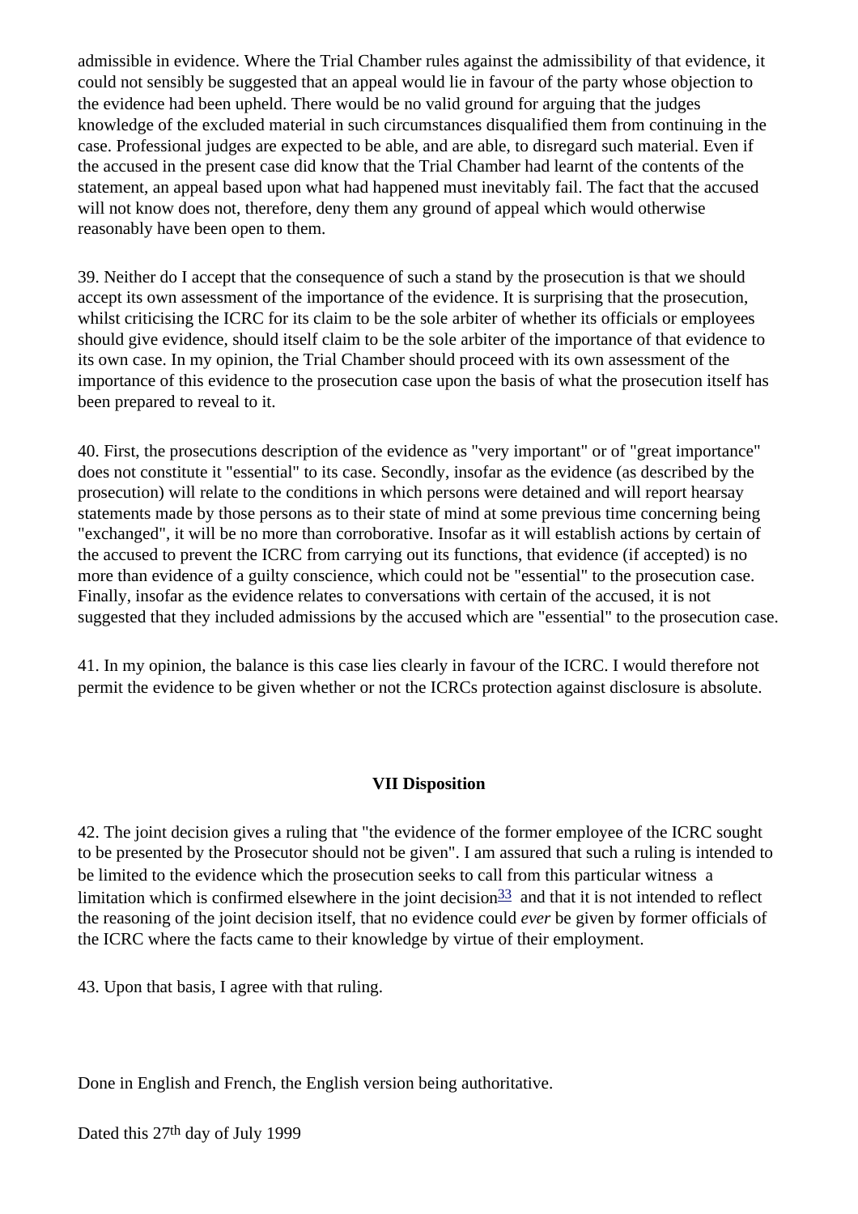admissible in evidence. Where the Trial Chamber rules against the admissibility of that evidence, it could not sensibly be suggested that an appeal would lie in favour of the party whose objection to the evidence had been upheld. There would be no valid ground for arguing that the judges knowledge of the excluded material in such circumstances disqualified them from continuing in the case. Professional judges are expected to be able, and are able, to disregard such material. Even if the accused in the present case did know that the Trial Chamber had learnt of the contents of the statement, an appeal based upon what had happened must inevitably fail. The fact that the accused will not know does not, therefore, deny them any ground of appeal which would otherwise reasonably have been open to them.

39. Neither do I accept that the consequence of such a stand by the prosecution is that we should accept its own assessment of the importance of the evidence. It is surprising that the prosecution, whilst criticising the ICRC for its claim to be the sole arbiter of whether its officials or employees should give evidence, should itself claim to be the sole arbiter of the importance of that evidence to its own case. In my opinion, the Trial Chamber should proceed with its own assessment of the importance of this evidence to the prosecution case upon the basis of what the prosecution itself has been prepared to reveal to it.

40. First, the prosecutions description of the evidence as "very important" or of "great importance" does not constitute it "essential" to its case. Secondly, insofar as the evidence (as described by the prosecution) will relate to the conditions in which persons were detained and will report hearsay statements made by those persons as to their state of mind at some previous time concerning being "exchanged", it will be no more than corroborative. Insofar as it will establish actions by certain of the accused to prevent the ICRC from carrying out its functions, that evidence (if accepted) is no more than evidence of a guilty conscience, which could not be "essential" to the prosecution case. Finally, insofar as the evidence relates to conversations with certain of the accused, it is not suggested that they included admissions by the accused which are "essential" to the prosecution case.

41. In my opinion, the balance is this case lies clearly in favour of the ICRC. I would therefore not permit the evidence to be given whether or not the ICRCs protection against disclosure is absolute.

## VII Disposition

42. The joint decision gives a ruling that "the evidence of the former employee of the ICRC sought to be presented by the Prosecutor should not be given". I am assured that such a ruling is intended to be limited to the evidence which the prosecution seeks to call from this particular witness a limitation which is confirmed elsewhere in the joint decision[33] and that it is not intended to reflect the reasoning of the joint decision itself, that no evidence could *ever* be given by former officials of the ICRC where the facts came to their knowledge by virtue of their employment.

43. Upon that basis, I agree with that ruling.

Done in English and French, the English version being authoritative.

Dated this 27th day of July 1999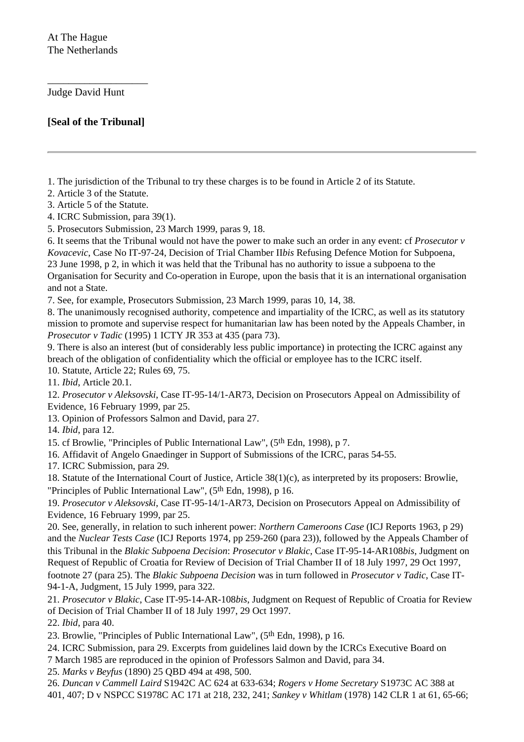At The Hague
The Netherlands

___________________
Judge David Hunt

**[Seal of the Tribunal]**

---

1. The jurisdiction of the Tribunal to try these charges is to be found in Article 2 of its Statute.
2. Article 3 of the Statute.
3. Article 5 of the Statute.
4. ICRC Submission, para 39(1).
5. Prosecutors Submission, 23 March 1999, paras 9, 18.
6. It seems that the Tribunal would not have the power to make such an order in any event: cf *Prosecutor v Kovacevic*, Case No IT-97-24, Decision of Trial Chamber II*bis* Refusing Defence Motion for Subpoena, 23 June 1998, p 2, in which it was held that the Tribunal has no authority to issue a subpoena to the Organisation for Security and Co-operation in Europe, upon the basis that it is an international organisation and not a State.
7. See, for example, Prosecutors Submission, 23 March 1999, paras 10, 14, 38.
8. The unanimously recognised authority, competence and impartiality of the ICRC, as well as its statutory mission to promote and supervise respect for humanitarian law has been noted by the Appeals Chamber, in *Prosecutor v Tadic* (1995) 1 ICTY JR 353 at 435 (para 73).
9. There is also an interest (but of considerably less public importance) in protecting the ICRC against any breach of the obligation of confidentiality which the official or employee has to the ICRC itself.
10. Statute, Article 22; Rules 69, 75.
11. *Ibid*, Article 20.1.
12. *Prosecutor v Aleksovski*, Case IT-95-14/1-AR73, Decision on Prosecutors Appeal on Admissibility of Evidence, 16 February 1999, par 25.
13. Opinion of Professors Salmon and David, para 27.
14. *Ibid*, para 12.
15. cf Browlie, "Principles of Public International Law", (5th Edn, 1998), p 7.
16. Affidavit of Angelo Gnaedinger in Support of Submissions of the ICRC, paras 54-55.
17. ICRC Submission, para 29.
18. Statute of the International Court of Justice, Article 38(1)(c), as interpreted by its proposers: Browlie, "Principles of Public International Law", (5th Edn, 1998), p 16.
19. *Prosecutor v Aleksovski*, Case IT-95-14/1-AR73, Decision on Prosecutors Appeal on Admissibility of Evidence, 16 February 1999, par 25.
20. See, generally, in relation to such inherent power: *Northern Cameroons Case* (ICJ Reports 1963, p 29) and the *Nuclear Tests Case* (ICJ Reports 1974, pp 259-260 (para 23)), followed by the Appeals Chamber of this Tribunal in the *Blakic Subpoena Decision*: *Prosecutor v Blakic*, Case IT-95-14-AR108*bis*, Judgment on Request of Republic of Croatia for Review of Decision of Trial Chamber II of 18 July 1997, 29 Oct 1997, footnote 27 (para 25). The *Blakic Subpoena Decision* was in turn followed in *Prosecutor v Tadic*, Case IT-94-1-A, Judgment, 15 July 1999, para 322.
21. *Prosecutor v Blakic*, Case IT-95-14-AR-108*bis*, Judgment on Request of Republic of Croatia for Review of Decision of Trial Chamber II of 18 July 1997, 29 Oct 1997.
22. *Ibid*, para 40.
23. Browlie, "Principles of Public International Law", (5th Edn, 1998), p 16.
24. ICRC Submission, para 29. Excerpts from guidelines laid down by the ICRCs Executive Board on 7 March 1985 are reproduced in the opinion of Professors Salmon and David, para 34.
25. *Marks v Beyfus* (1890) 25 QBD 494 at 498, 500.
26. *Duncan v Cammell Laird* S1942C AC 624 at 633-634; *Rogers v Home Secretary* S1973C AC 388 at 401, 407; D v NSPCC S1978C AC 171 at 218, 232, 241; *Sankey v Whitlam* (1978) 142 CLR 1 at 61, 65-66;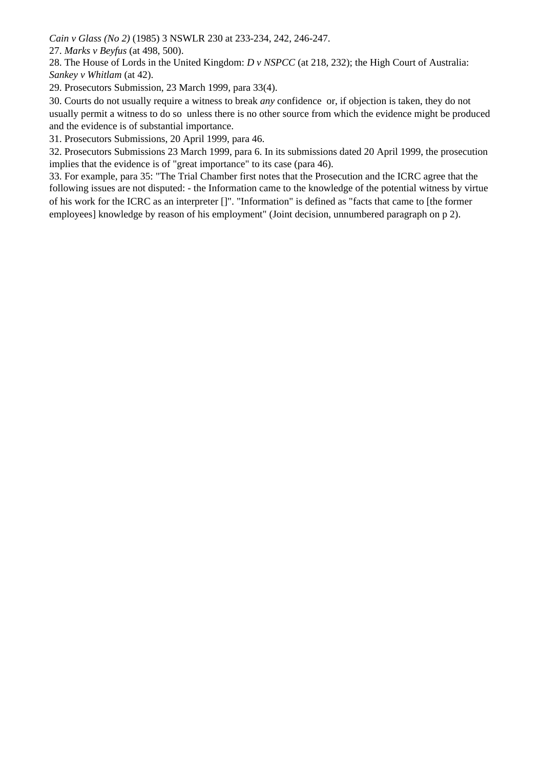*Cain v Glass (No 2)* (1985) 3 NSWLR 230 at 233-234, 242, 246-247.

27. *Marks v Beyfus* (at 498, 500).

28. The House of Lords in the United Kingdom: *D v NSPCC* (at 218, 232); the High Court of Australia: *Sankey v Whitlam* (at 42).

29. Prosecutors Submission, 23 March 1999, para 33(4).

30. Courts do not usually require a witness to break *any* confidence  or, if objection is taken, they do not usually permit a witness to do so  unless there is no other source from which the evidence might be produced and the evidence is of substantial importance.

31. Prosecutors Submissions, 20 April 1999, para 46.

32. Prosecutors Submissions 23 March 1999, para 6. In its submissions dated 20 April 1999, the prosecution implies that the evidence is of "great importance" to its case (para 46).

33. For example, para 35: "The Trial Chamber first notes that the Prosecution and the ICRC agree that the following issues are not disputed: - the Information came to the knowledge of the potential witness by virtue of his work for the ICRC as an interpreter []". "Information" is defined as "facts that came to [the former employees] knowledge by reason of his employment" (Joint decision, unnumbered paragraph on p 2).